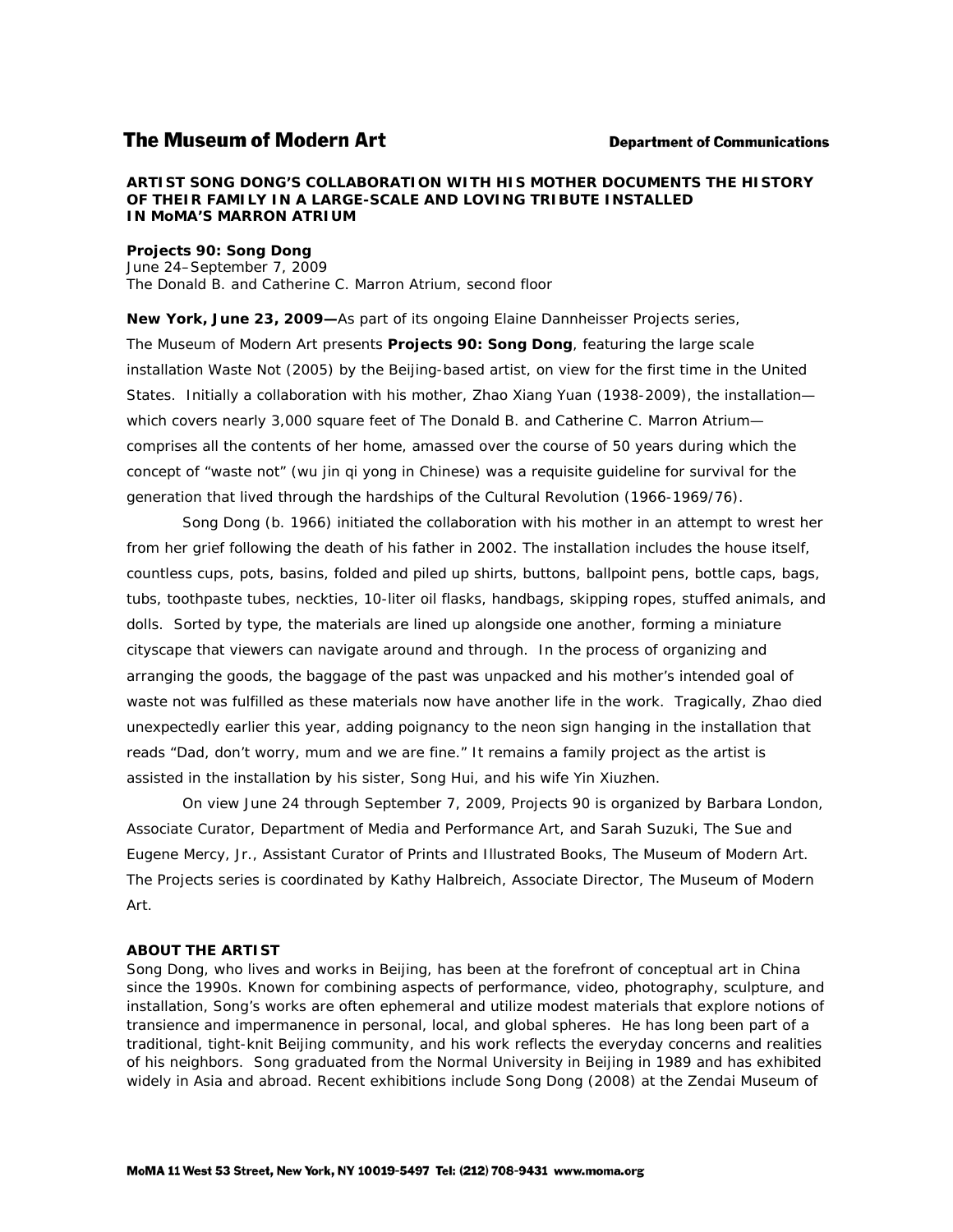**The Museum of Modern Art** **Department of Communications**

**ARTIST SONG DONG'S COLLABORATION WITH HIS MOTHER DOCUMENTS THE HISTORY OF THEIR FAMILY IN A LARGE-SCALE AND LOVING TRIBUTE INSTALLED IN MoMA'S MARRON ATRIUM**

**Projects 90: Song Dong**
June 24–September 7, 2009
The Donald B. and Catherine C. Marron Atrium, second floor

**New York, June 23, 2009—**As part of its ongoing Elaine Dannheisser Projects series, The Museum of Modern Art presents **Projects 90: Song Dong**, featuring the large scale installation Waste Not (2005) by the Beijing-based artist, on view for the first time in the United States. Initially a collaboration with his mother, Zhao Xiang Yuan (1938-2009), the installation—which covers nearly 3,000 square feet of The Donald B. and Catherine C. Marron Atrium—comprises all the contents of her home, amassed over the course of 50 years during which the concept of "waste not" (wu jin qi yong in Chinese) was a requisite guideline for survival for the generation that lived through the hardships of the Cultural Revolution (1966-1969/76).

Song Dong (b. 1966) initiated the collaboration with his mother in an attempt to wrest her from her grief following the death of his father in 2002. The installation includes the house itself, countless cups, pots, basins, folded and piled up shirts, buttons, ballpoint pens, bottle caps, bags, tubs, toothpaste tubes, neckties, 10-liter oil flasks, handbags, skipping ropes, stuffed animals, and dolls. Sorted by type, the materials are lined up alongside one another, forming a miniature cityscape that viewers can navigate around and through. In the process of organizing and arranging the goods, the baggage of the past was unpacked and his mother's intended goal of waste not was fulfilled as these materials now have another life in the work. Tragically, Zhao died unexpectedly earlier this year, adding poignancy to the neon sign hanging in the installation that reads "Dad, don't worry, mum and we are fine." It remains a family project as the artist is assisted in the installation by his sister, Song Hui, and his wife Yin Xiuzhen.

On view June 24 through September 7, 2009, Projects 90 is organized by Barbara London, Associate Curator, Department of Media and Performance Art, and Sarah Suzuki, The Sue and Eugene Mercy, Jr., Assistant Curator of Prints and Illustrated Books, The Museum of Modern Art. The Projects series is coordinated by Kathy Halbreich, Associate Director, The Museum of Modern Art.

**ABOUT THE ARTIST**

Song Dong, who lives and works in Beijing, has been at the forefront of conceptual art in China since the 1990s. Known for combining aspects of performance, video, photography, sculpture, and installation, Song's works are often ephemeral and utilize modest materials that explore notions of transience and impermanence in personal, local, and global spheres. He has long been part of a traditional, tight-knit Beijing community, and his work reflects the everyday concerns and realities of his neighbors. Song graduated from the Normal University in Beijing in 1989 and has exhibited widely in Asia and abroad. Recent exhibitions include Song Dong (2008) at the Zendai Museum of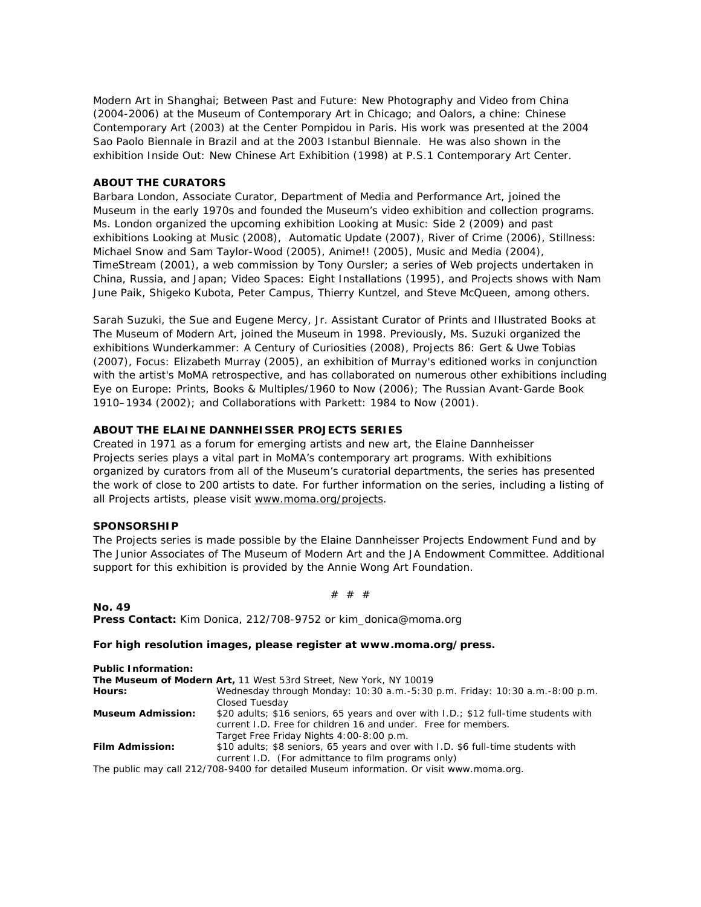Modern Art in Shanghai; Between Past and Future: New Photography and Video from China (2004-2006) at the Museum of Contemporary Art in Chicago; and Oalors, a chine: Chinese Contemporary Art (2003) at the Center Pompidou in Paris. His work was presented at the 2004 Sao Paolo Biennale in Brazil and at the 2003 Istanbul Biennale. He was also shown in the exhibition Inside Out: New Chinese Art Exhibition (1998) at P.S.1 Contemporary Art Center.

**ABOUT THE CURATORS**

Barbara London, Associate Curator, Department of Media and Performance Art, joined the Museum in the early 1970s and founded the Museum's video exhibition and collection programs. Ms. London organized the upcoming exhibition Looking at Music: Side 2 (2009) and past exhibitions Looking at Music (2008), Automatic Update (2007), River of Crime (2006), Stillness: Michael Snow and Sam Taylor-Wood (2005), Anime!! (2005), Music and Media (2004), TimeStream (2001), a web commission by Tony Oursler; a series of Web projects undertaken in China, Russia, and Japan; Video Spaces: Eight Installations (1995), and Projects shows with Nam June Paik, Shigeko Kubota, Peter Campus, Thierry Kuntzel, and Steve McQueen, among others.

Sarah Suzuki, the Sue and Eugene Mercy, Jr. Assistant Curator of Prints and Illustrated Books at The Museum of Modern Art, joined the Museum in 1998. Previously, Ms. Suzuki organized the exhibitions Wunderkammer: A Century of Curiosities (2008), Projects 86: Gert & Uwe Tobias (2007), Focus: Elizabeth Murray (2005), an exhibition of Murray's editioned works in conjunction with the artist's MoMA retrospective, and has collaborated on numerous other exhibitions including Eye on Europe: Prints, Books & Multiples/1960 to Now (2006); The Russian Avant-Garde Book 1910–1934 (2002); and Collaborations with Parkett: 1984 to Now (2001).

**ABOUT THE ELAINE DANNHEISSER PROJECTS SERIES**

Created in 1971 as a forum for emerging artists and new art, the Elaine Dannheisser Projects series plays a vital part in MoMA's contemporary art programs. With exhibitions organized by curators from all of the Museum's curatorial departments, the series has presented the work of close to 200 artists to date. For further information on the series, including a listing of all Projects artists, please visit www.moma.org/projects.

**SPONSORSHIP**

The Projects series is made possible by the Elaine Dannheisser Projects Endowment Fund and by The Junior Associates of The Museum of Modern Art and the JA Endowment Committee. Additional support for this exhibition is provided by the Annie Wong Art Foundation.

# # #

**No. 49**
**Press Contact:** Kim Donica, 212/708-9752 or kim_donica@moma.org

**For high resolution images, please register at www.moma.org/press.**

**Public Information:**
**The Museum of Modern Art,** 11 West 53rd Street, New York, NY 10019

| | |
|---|---|
| **Hours:** | Wednesday through Monday: 10:30 a.m.-5:30 p.m. Friday: 10:30 a.m.-8:00 p.m. Closed Tuesday |
| **Museum Admission:** | $20 adults; $16 seniors, 65 years and over with I.D.; $12 full-time students with current I.D. Free for children 16 and under. Free for members. Target Free Friday Nights 4:00-8:00 p.m. |
| **Film Admission:** | $10 adults; $8 seniors, 65 years and over with I.D. $6 full-time students with current I.D. (For admittance to film programs only) |

The public may call 212/708-9400 for detailed Museum information. Or visit www.moma.org.